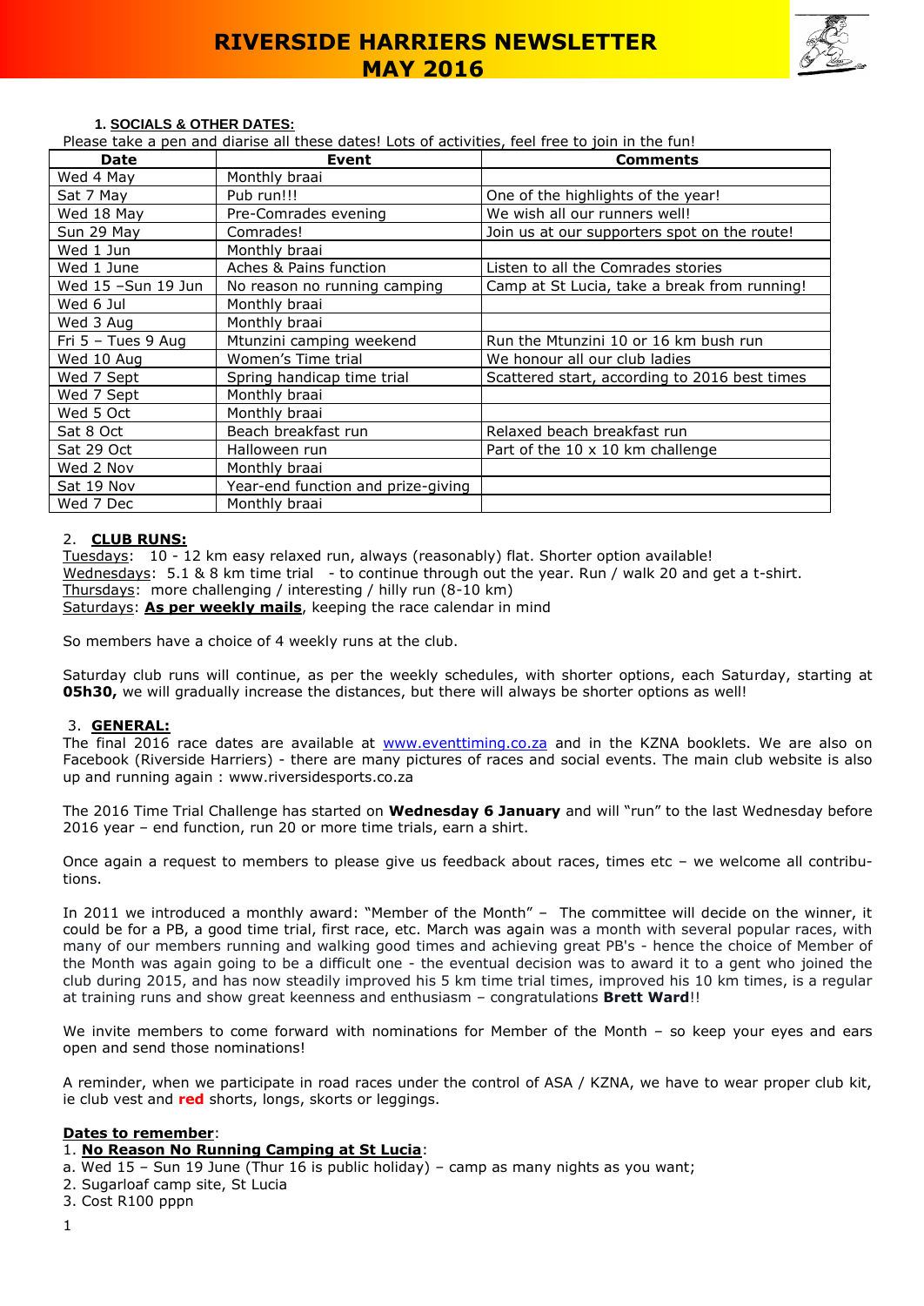# RIVERSIDE HARRIERS NEWSLETTER MAY 2016

## 1. SOCIALS & OTHER DATES:

Please take a pen and diarise all these dates! Lots of activities, feel free to join in the fun!

| Date | Event | Comments |
|---|---|---|
| Wed 4 May | Monthly braai | |
| Sat 7 May | Pub run!!! | One of the highlights of the year! |
| Wed 18 May | Pre-Comrades evening | We wish all our runners well! |
| Sun 29 May | Comrades! | Join us at our supporters spot on the route! |
| Wed 1 Jun | Monthly braai | |
| Wed 1 June | Aches & Pains function | Listen to all the Comrades stories |
| Wed 15 –Sun 19 Jun | No reason no running camping | Camp at St Lucia, take a break from running! |
| Wed 6 Jul | Monthly braai | |
| Wed 3 Aug | Monthly braai | |
| Fri 5 – Tues 9 Aug | Mtunzini camping weekend | Run the Mtunzini 10 or 16 km bush run |
| Wed 10 Aug | Women's Time trial | We honour all our club ladies |
| Wed 7 Sept | Spring handicap time trial | Scattered start, according to 2016 best times |
| Wed 7 Sept | Monthly braai | |
| Wed 5 Oct | Monthly braai | |
| Sat 8 Oct | Beach breakfast run | Relaxed beach breakfast run |
| Sat 29 Oct | Halloween run | Part of the 10 x 10 km challenge |
| Wed 2 Nov | Monthly braai | |
| Sat 19 Nov | Year-end function and prize-giving | |
| Wed 7 Dec | Monthly braai | |

## 2. CLUB RUNS:

Tuesdays: 10 - 12 km easy relaxed run, always (reasonably) flat. Shorter option available!
Wednesdays: 5.1 & 8 km time trial - to continue through out the year. Run / walk 20 and get a t-shirt.
Thursdays: more challenging / interesting / hilly run (8-10 km)
Saturdays: **As per weekly mails**, keeping the race calendar in mind

So members have a choice of 4 weekly runs at the club.

Saturday club runs will continue, as per the weekly schedules, with shorter options, each Saturday, starting at **05h30,** we will gradually increase the distances, but there will always be shorter options as well!

## 3. GENERAL:

The final 2016 race dates are available at www.eventtiming.co.za and in the KZNA booklets. We are also on Facebook (Riverside Harriers) - there are many pictures of races and social events. The main club website is also up and running again : www.riversidesports.co.za

The 2016 Time Trial Challenge has started on **Wednesday 6 January** and will "run" to the last Wednesday before 2016 year – end function, run 20 or more time trials, earn a shirt.

Once again a request to members to please give us feedback about races, times etc – we welcome all contributions.

In 2011 we introduced a monthly award: "Member of the Month" – The committee will decide on the winner, it could be for a PB, a good time trial, first race, etc. March was again was a month with several popular races, with many of our members running and walking good times and achieving great PB's - hence the choice of Member of the Month was again going to be a difficult one - the eventual decision was to award it to a gent who joined the club during 2015, and has now steadily improved his 5 km time trial times, improved his 10 km times, is a regular at training runs and show great keenness and enthusiasm – congratulations **Brett Ward**!!

We invite members to come forward with nominations for Member of the Month – so keep your eyes and ears open and send those nominations!

A reminder, when we participate in road races under the control of ASA / KZNA, we have to wear proper club kit, ie club vest and **red** shorts, longs, skorts or leggings.

**Dates to remember**:

1. **No Reason No Running Camping at St Lucia**:

a. Wed 15 – Sun 19 June (Thur 16 is public holiday) – camp as many nights as you want;

2. Sugarloaf camp site, St Lucia

3. Cost R100 pppn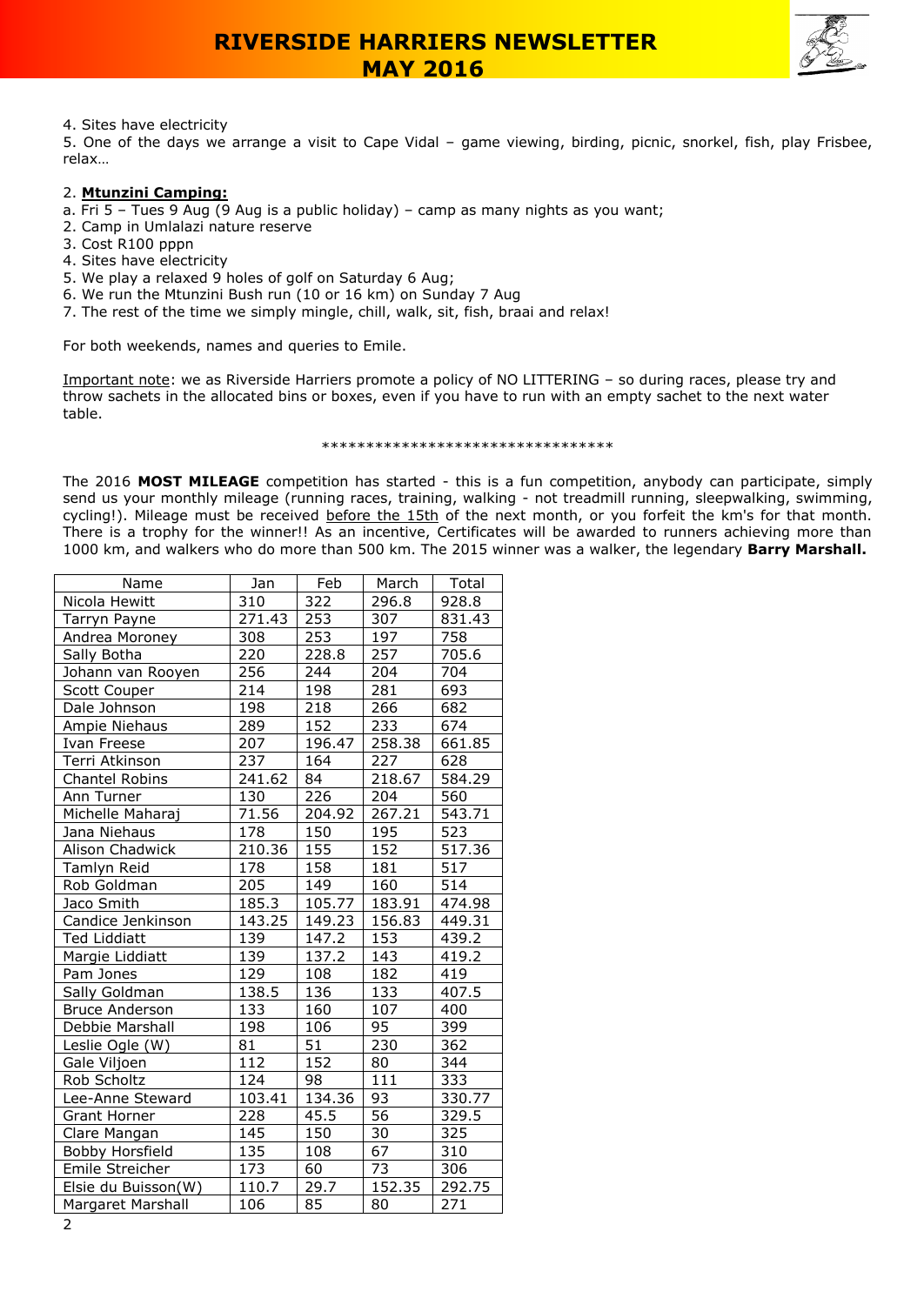4. Sites have electricity
5. One of the days we arrange a visit to Cape Vidal – game viewing, birding, picnic, snorkel, fish, play Frisbee, relax…

2. **Mtunzini Camping:**

a. Fri 5 – Tues 9 Aug (9 Aug is a public holiday) – camp as many nights as you want;
2. Camp in Umlalazi nature reserve
3. Cost R100 pppn
4. Sites have electricity
5. We play a relaxed 9 holes of golf on Saturday 6 Aug;
6. We run the Mtunzini Bush run (10 or 16 km) on Sunday 7 Aug
7. The rest of the time we simply mingle, chill, walk, sit, fish, braai and relax!

For both weekends, names and queries to Emile.

Important note: we as Riverside Harriers promote a policy of NO LITTERING – so during races, please try and throw sachets in the allocated bins or boxes, even if you have to run with an empty sachet to the next water table.

\*\*\*\*\*\*\*\*\*\*\*\*\*\*\*\*\*\*\*\*\*\*\*\*\*\*\*\*\*\*\*\*\*

The 2016 **MOST MILEAGE** competition has started - this is a fun competition, anybody can participate, simply send us your monthly mileage (running races, training, walking - not treadmill running, sleepwalking, swimming, cycling!). Mileage must be received before the 15th of the next month, or you forfeit the km's for that month. There is a trophy for the winner!! As an incentive, Certificates will be awarded to runners achieving more than 1000 km, and walkers who do more than 500 km. The 2015 winner was a walker, the legendary **Barry Marshall.**

| Name | Jan | Feb | March | Total |
|---|---|---|---|---|
| Nicola Hewitt | 310 | 322 | 296.8 | 928.8 |
| Tarryn Payne | 271.43 | 253 | 307 | 831.43 |
| Andrea Moroney | 308 | 253 | 197 | 758 |
| Sally Botha | 220 | 228.8 | 257 | 705.6 |
| Johann van Rooyen | 256 | 244 | 204 | 704 |
| Scott Couper | 214 | 198 | 281 | 693 |
| Dale Johnson | 198 | 218 | 266 | 682 |
| Ampie Niehaus | 289 | 152 | 233 | 674 |
| Ivan Freese | 207 | 196.47 | 258.38 | 661.85 |
| Terri Atkinson | 237 | 164 | 227 | 628 |
| Chantel Robins | 241.62 | 84 | 218.67 | 584.29 |
| Ann Turner | 130 | 226 | 204 | 560 |
| Michelle Maharaj | 71.56 | 204.92 | 267.21 | 543.71 |
| Jana Niehaus | 178 | 150 | 195 | 523 |
| Alison Chadwick | 210.36 | 155 | 152 | 517.36 |
| Tamlyn Reid | 178 | 158 | 181 | 517 |
| Rob Goldman | 205 | 149 | 160 | 514 |
| Jaco Smith | 185.3 | 105.77 | 183.91 | 474.98 |
| Candice Jenkinson | 143.25 | 149.23 | 156.83 | 449.31 |
| Ted Liddiatt | 139 | 147.2 | 153 | 439.2 |
| Margie Liddiatt | 139 | 137.2 | 143 | 419.2 |
| Pam Jones | 129 | 108 | 182 | 419 |
| Sally Goldman | 138.5 | 136 | 133 | 407.5 |
| Bruce Anderson | 133 | 160 | 107 | 400 |
| Debbie Marshall | 198 | 106 | 95 | 399 |
| Leslie Ogle (W) | 81 | 51 | 230 | 362 |
| Gale Viljoen | 112 | 152 | 80 | 344 |
| Rob Scholtz | 124 | 98 | 111 | 333 |
| Lee-Anne Steward | 103.41 | 134.36 | 93 | 330.77 |
| Grant Horner | 228 | 45.5 | 56 | 329.5 |
| Clare Mangan | 145 | 150 | 30 | 325 |
| Bobby Horsfield | 135 | 108 | 67 | 310 |
| Emile Streicher | 173 | 60 | 73 | 306 |
| Elsie du Buisson(W) | 110.7 | 29.7 | 152.35 | 292.75 |
| Margaret Marshall | 106 | 85 | 80 | 271 |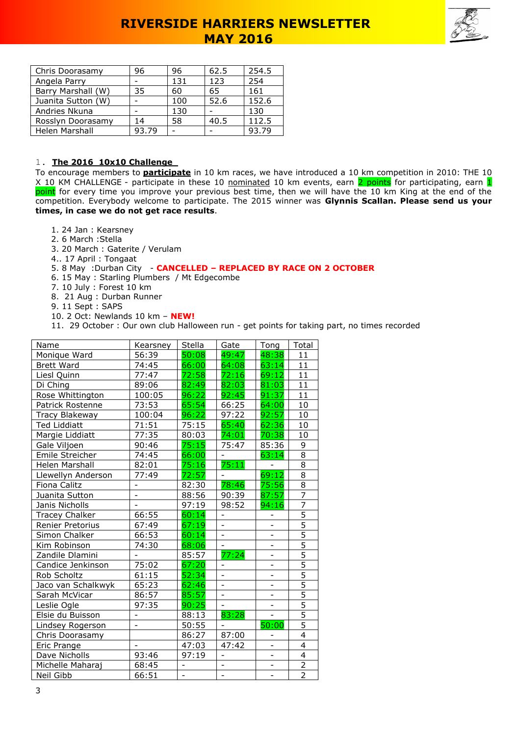| Chris Doorasamy | 96 | 96 | 62.5 | 254.5 |
|---|---|---|---|---|
| Angela Parry | - | 131 | 123 | 254 |
| Barry Marshall (W) | 35 | 60 | 65 | 161 |
| Juanita Sutton (W) | - | 100 | 52.6 | 152.6 |
| Andries Nkuna | - | 130 | - | 130 |
| Rosslyn Doorasamy | 14 | 58 | 40.5 | 112.5 |
| Helen Marshall | 93.79 | - | - | 93.79 |

## 1. The 2016 10x10 Challenge

To encourage members to **participate** in 10 km races, we have introduced a 10 km competition in 2010: THE 10 X 10 KM CHALLENGE - participate in these 10 nominated 10 km events, earn 2 points for participating, earn 1 point for every time you improve your previous best time, then we will have the 10 km King at the end of the competition. Everybody welcome to participate. The 2015 winner was **Glynnis Scallan. Please send us your times, in case we do not get race results**.

1. 24 Jan : Kearsney
2. 6 March :Stella
3. 20 March : Gaterite / Verulam
4. 17 April : Tongaat
5. 8 May :Durban City - **CANCELLED – REPLACED BY RACE ON 2 OCTOBER**
6. 15 May : Starling Plumbers / Mt Edgecombe
7. 10 July : Forest 10 km
8. 21 Aug : Durban Runner
9. 11 Sept : SAPS
10. 2 Oct: Newlands 10 km – **NEW!**
11. 29 October : Our own club Halloween run - get points for taking part, no times recorded

| Name | Kearsney | Stella | Gate | Tong | Total |
|---|---|---|---|---|---|
| Monique Ward | 56:39 | 50:08 | 49:47 | 48:38 | 11 |
| Brett Ward | 74:45 | 66:00 | 64:08 | 63:14 | 11 |
| Liesl Quinn | 77:47 | 72:58 | 72:16 | 69:12 | 11 |
| Di Ching | 89:06 | 82:49 | 82:03 | 81:03 | 11 |
| Rose Whittington | 100:05 | 96:22 | 92:45 | 91:37 | 11 |
| Patrick Rostenne | 73:53 | 65:54 | 66:25 | 64:00 | 10 |
| Tracy Blakeway | 100:04 | 96:22 | 97:22 | 92:57 | 10 |
| Ted Liddiatt | 71:51 | 75:15 | 65:40 | 62:36 | 10 |
| Margie Liddiatt | 77:35 | 80:03 | 74:01 | 70:38 | 10 |
| Gale Viljoen | 90:46 | 75:15 | 75:47 | 85:36 | 9 |
| Emile Streicher | 74:45 | 66:00 | - | 63:14 | 8 |
| Helen Marshall | 82:01 | 75:16 | 75:11 | - | 8 |
| Llewellyn Anderson | 77:49 | 72:57 | - | 69:12 | 8 |
| Fiona Calitz | - | 82:30 | 78:46 | 75:56 | 8 |
| Juanita Sutton | - | 88:56 | 90:39 | 87:57 | 7 |
| Janis Nicholls | - | 97:19 | 98:52 | 94:16 | 7 |
| Tracey Chalker | 66:55 | 60:14 | - | - | 5 |
| Renier Pretorius | 67:49 | 67:19 | - | - | 5 |
| Simon Chalker | 66:53 | 60:14 | - | - | 5 |
| Kim Robinson | 74:30 | 68:06 | - | - | 5 |
| Zandile Dlamini | - | 85:57 | 77:24 | - | 5 |
| Candice Jenkinson | 75:02 | 67:20 | - | - | 5 |
| Rob Scholtz | 61:15 | 52:34 | - | - | 5 |
| Jaco van Schalkwyk | 65:23 | 62:46 | - | - | 5 |
| Sarah McVicar | 86:57 | 85:57 | - | - | 5 |
| Leslie Ogle | 97:35 | 90:25 | - | - | 5 |
| Elsie du Buisson | - | 88:13 | 83:28 | - | 5 |
| Lindsey Rogerson | - | 50:55 | - | 50:00 | 5 |
| Chris Doorasamy | | 86:27 | 87:00 | - | 4 |
| Eric Prange | - | 47:03 | 47:42 | - | 4 |
| Dave Nicholls | 93:46 | 97:19 | - | - | 4 |
| Michelle Maharaj | 68:45 | - | - | - | 2 |
| Neil Gibb | 66:51 | - | - | - | 2 |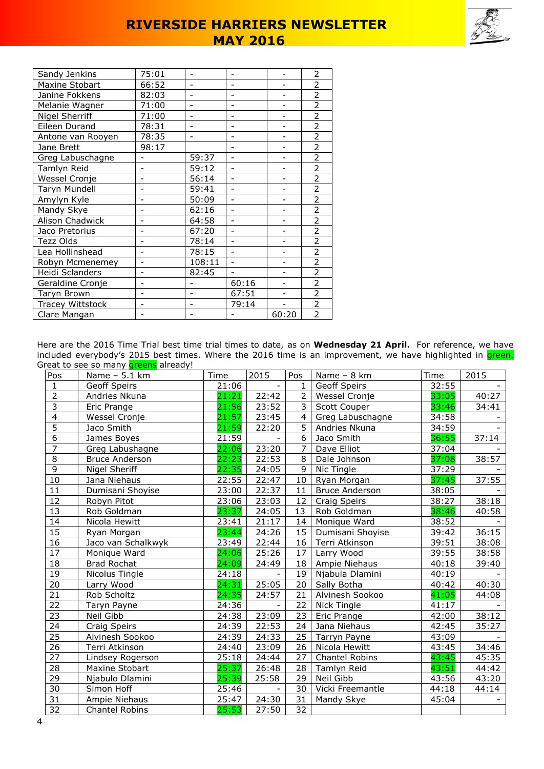| | | | | | |
|---|---|---|---|---|---|
| Sandy Jenkins | 75:01 | - | - | - | 2 |
| Maxine Stobart | 66:52 | - | - | - | 2 |
| Janine Fokkens | 82:03 | - | - | - | 2 |
| Melanie Wagner | 71:00 | - | - | - | 2 |
| Nigel Sherriff | 71:00 | - | - | - | 2 |
| Eileen Durand | 78:31 | - | - | - | 2 |
| Antone van Rooyen | 78:35 | - | - | - | 2 |
| Jane Brett | 98:17 | | - | - | 2 |
| Greg Labuschagne | - | 59:37 | - | - | 2 |
| Tamlyn Reid | - | 59:12 | - | - | 2 |
| Wessel Cronje | - | 56:14 | - | - | 2 |
| Taryn Mundell | - | 59:41 | - | - | 2 |
| Amylyn Kyle | - | 50:09 | - | - | 2 |
| Mandy Skye | - | 62:16 | - | - | 2 |
| Alison Chadwick | - | 64:58 | - | - | 2 |
| Jaco Pretorius | - | 67:20 | - | - | 2 |
| Tezz Olds | - | 78:14 | - | - | 2 |
| Lea Hollinshead | - | 78:15 | - | - | 2 |
| Robyn Mcmenemey | - | 108:11 | - | - | 2 |
| Heidi Sclanders | - | 82:45 | - | - | 2 |
| Geraldine Cronje | - | - | 60:16 | - | 2 |
| Taryn Brown | - | - | 67:51 | - | 2 |
| Tracey Wittstock | - | - | 79:14 | - | 2 |
| Clare Mangan | - | - | - | 60:20 | 2 |

Here are the 2016 Time Trial best time trial times to date, as on **Wednesday 21 April.** For reference, we have included everybody's 2015 best times. Where the 2016 time is an improvement, we have highlighted in green. Great to see so many greens already!

| Pos | Name – 5.1 km | Time | 2015 | Pos | Name – 8 km | Time | 2015 |
|---|---|---|---|---|---|---|---|
| 1 | Geoff Speirs | 21:06 | - | 1 | Geoff Speirs | 32:55 | - |
| 2 | Andries Nkuna | 21:21 | 22:42 | 2 | Wessel Cronje | 33:05 | 40:27 |
| 3 | Eric Prange | 21:56 | 23:52 | 3 | Scott Couper | 33:46 | 34:41 |
| 4 | Wessel Cronje | 21:57 | 23:45 | 4 | Greg Labuschagne | 34:58 | - |
| 5 | Jaco Smith | 21:59 | 22:20 | 5 | Andries Nkuna | 34:59 | - |
| 6 | James Boyes | 21:59 | - | 6 | Jaco Smith | 36:55 | 37:14 |
| 7 | Greg Labushagne | 22:06 | 23:20 | 7 | Dave Elliot | 37:04 | - |
| 8 | Bruce Anderson | 22:23 | 22:53 | 8 | Dale Johnson | 37:08 | 38:57 |
| 9 | Nigel Sheriff | 22:35 | 24:05 | 9 | Nic Tingle | 37:29 | - |
| 10 | Jana Niehaus | 22:55 | 22:47 | 10 | Ryan Morgan | 37:45 | 37:55 |
| 11 | Dumisani Shoyise | 23:00 | 22:37 | 11 | Bruce Anderson | 38:05 | - |
| 12 | Robyn Pitot | 23:06 | 23:03 | 12 | Craig Speirs | 38:27 | 38:18 |
| 13 | Rob Goldman | 23:37 | 24:05 | 13 | Rob Goldman | 38:46 | 40:58 |
| 14 | Nicola Hewitt | 23:41 | 21:17 | 14 | Monique Ward | 38:52 | - |
| 15 | Ryan Morgan | 23:44 | 24:26 | 15 | Dumisani Shoyise | 39:42 | 36:15 |
| 16 | Jaco van Schalkwyk | 23:49 | 22:44 | 16 | Terri Atkinson | 39:51 | 38:08 |
| 17 | Monique Ward | 24:06 | 25:26 | 17 | Larry Wood | 39:55 | 38:58 |
| 18 | Brad Rochat | 24:09 | 24:49 | 18 | Ampie Niehaus | 40:18 | 39:40 |
| 19 | Nicolus Tingle | 24:18 | - | 19 | Njabula Dlamini | 40:19 | - |
| 20 | Larry Wood | 24:31 | 25:05 | 20 | Sally Botha | 40:42 | 40:30 |
| 21 | Rob Scholtz | 24:35 | 24:57 | 21 | Alvinesh Sookoo | 41:05 | 44:08 |
| 22 | Taryn Payne | 24:36 | - | 22 | Nick Tingle | 41:17 | - |
| 23 | Neil Gibb | 24:38 | 23:09 | 23 | Eric Prange | 42:00 | 38:12 |
| 24 | Craig Speirs | 24:39 | 22:53 | 24 | Jana Niehaus | 42:45 | 35:27 |
| 25 | Alvinesh Sookoo | 24:39 | 24:33 | 25 | Tarryn Payne | 43:09 | - |
| 26 | Terri Atkinson | 24:40 | 23:09 | 26 | Nicola Hewitt | 43:45 | 34:46 |
| 27 | Lindsey Rogerson | 25:18 | 24:44 | 27 | Chantel Robins | 43:45 | 45:35 |
| 28 | Maxine Stobart | 25:37 | 26:48 | 28 | Tamlyn Reid | 43:51 | 44:42 |
| 29 | Njabulo Dlamini | 25:39 | 25:58 | 29 | Neil Gibb | 43:56 | 43:20 |
| 30 | Simon Hoff | 25:46 | - | 30 | Vicki Freemantle | 44:18 | 44:14 |
| 31 | Ampie Niehaus | 25:47 | 24:30 | 31 | Mandy Skye | 45:04 | - |
| 32 | Chantel Robins | 25:53 | 27:50 | 32 | | | |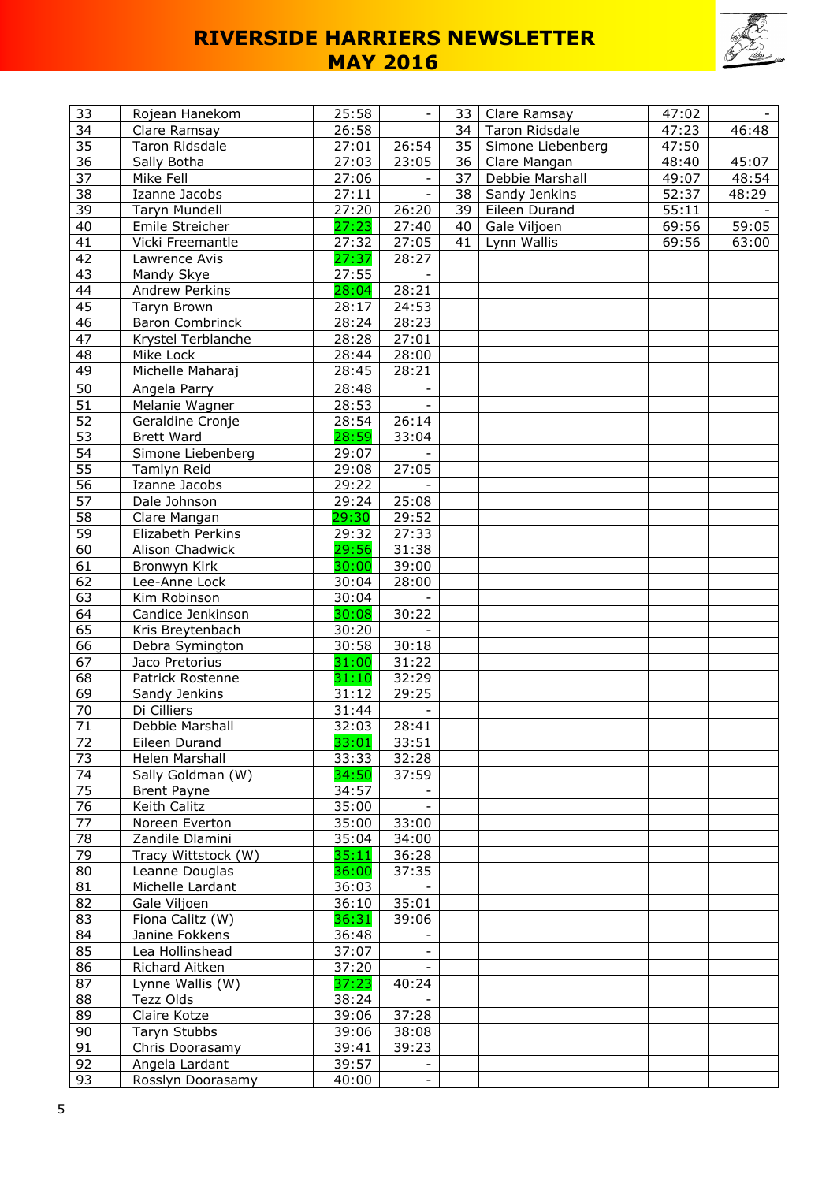| 33 | Rojean Hanekom | 25:58 | - | 33 | Clare Ramsay | 47:02 | - |
|---|---|---|---|---|---|---|---|
| 34 | Clare Ramsay | 26:58 | | 34 | Taron Ridsdale | 47:23 | 46:48 |
| 35 | Taron Ridsdale | 27:01 | 26:54 | 35 | Simone Liebenberg | 47:50 | |
| 36 | Sally Botha | 27:03 | 23:05 | 36 | Clare Mangan | 48:40 | 45:07 |
| 37 | Mike Fell | 27:06 | - | 37 | Debbie Marshall | 49:07 | 48:54 |
| 38 | Izanne Jacobs | 27:11 | - | 38 | Sandy Jenkins | 52:37 | 48:29 |
| 39 | Taryn Mundell | 27:20 | 26:20 | 39 | Eileen Durand | 55:11 | - |
| 40 | Emile Streicher | 27:23 | 27:40 | 40 | Gale Viljoen | 69:56 | 59:05 |
| 41 | Vicki Freemantle | 27:32 | 27:05 | 41 | Lynn Wallis | 69:56 | 63:00 |
| 42 | Lawrence Avis | 27:37 | 28:27 | | | | |
| 43 | Mandy Skye | 27:55 | - | | | | |
| 44 | Andrew Perkins | 28:04 | 28:21 | | | | |
| 45 | Taryn Brown | 28:17 | 24:53 | | | | |
| 46 | Baron Combrinck | 28:24 | 28:23 | | | | |
| 47 | Krystel Terblanche | 28:28 | 27:01 | | | | |
| 48 | Mike Lock | 28:44 | 28:00 | | | | |
| 49 | Michelle Maharaj | 28:45 | 28:21 | | | | |
| 50 | Angela Parry | 28:48 | - | | | | |
| 51 | Melanie Wagner | 28:53 | - | | | | |
| 52 | Geraldine Cronje | 28:54 | 26:14 | | | | |
| 53 | Brett Ward | 28:59 | 33:04 | | | | |
| 54 | Simone Liebenberg | 29:07 | - | | | | |
| 55 | Tamlyn Reid | 29:08 | 27:05 | | | | |
| 56 | Izanne Jacobs | 29:22 | - | | | | |
| 57 | Dale Johnson | 29:24 | 25:08 | | | | |
| 58 | Clare Mangan | 29:30 | 29:52 | | | | |
| 59 | Elizabeth Perkins | 29:32 | 27:33 | | | | |
| 60 | Alison Chadwick | 29:56 | 31:38 | | | | |
| 61 | Bronwyn Kirk | 30:00 | 39:00 | | | | |
| 62 | Lee-Anne Lock | 30:04 | 28:00 | | | | |
| 63 | Kim Robinson | 30:04 | - | | | | |
| 64 | Candice Jenkinson | 30:08 | 30:22 | | | | |
| 65 | Kris Breytenbach | 30:20 | - | | | | |
| 66 | Debra Symington | 30:58 | 30:18 | | | | |
| 67 | Jaco Pretorius | 31:00 | 31:22 | | | | |
| 68 | Patrick Rostenne | 31:10 | 32:29 | | | | |
| 69 | Sandy Jenkins | 31:12 | 29:25 | | | | |
| 70 | Di Cilliers | 31:44 | - | | | | |
| 71 | Debbie Marshall | 32:03 | 28:41 | | | | |
| 72 | Eileen Durand | 33:01 | 33:51 | | | | |
| 73 | Helen Marshall | 33:33 | 32:28 | | | | |
| 74 | Sally Goldman (W) | 34:50 | 37:59 | | | | |
| 75 | Brent Payne | 34:57 | - | | | | |
| 76 | Keith Calitz | 35:00 | - | | | | |
| 77 | Noreen Everton | 35:00 | 33:00 | | | | |
| 78 | Zandile Dlamini | 35:04 | 34:00 | | | | |
| 79 | Tracy Wittstock (W) | 35:11 | 36:28 | | | | |
| 80 | Leanne Douglas | 36:00 | 37:35 | | | | |
| 81 | Michelle Lardant | 36:03 | - | | | | |
| 82 | Gale Viljoen | 36:10 | 35:01 | | | | |
| 83 | Fiona Calitz (W) | 36:31 | 39:06 | | | | |
| 84 | Janine Fokkens | 36:48 | - | | | | |
| 85 | Lea Hollinshead | 37:07 | - | | | | |
| 86 | Richard Aitken | 37:20 | - | | | | |
| 87 | Lynne Wallis (W) | 37:23 | 40:24 | | | | |
| 88 | Tezz Olds | 38:24 | - | | | | |
| 89 | Claire Kotze | 39:06 | 37:28 | | | | |
| 90 | Taryn Stubbs | 39:06 | 38:08 | | | | |
| 91 | Chris Doorasamy | 39:41 | 39:23 | | | | |
| 92 | Angela Lardant | 39:57 | - | | | | |
| 93 | Rosslyn Doorasamy | 40:00 | - | | | | |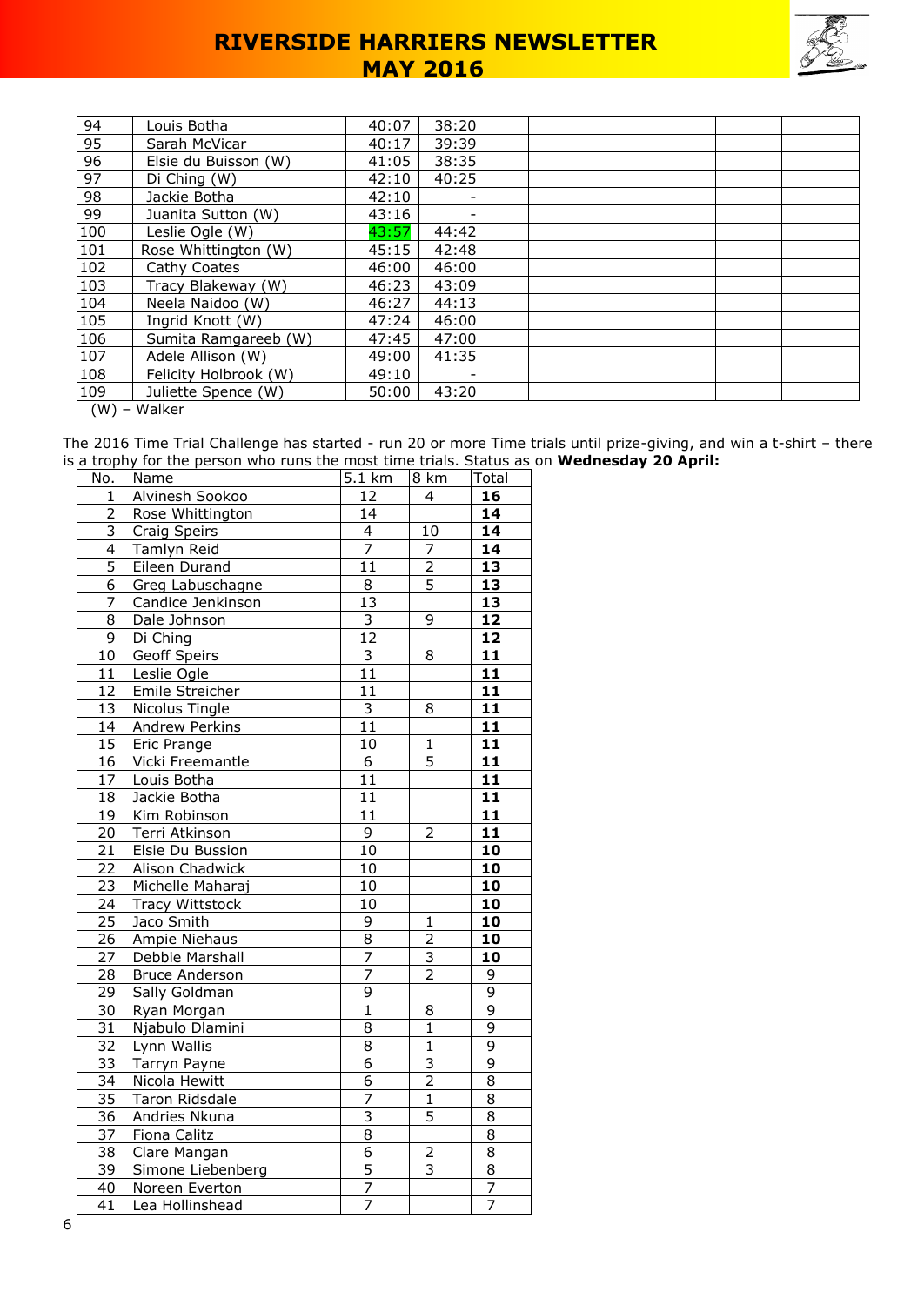| | | | | | | | |
|---|---|---|---|---|---|---|---|
| 94 | Louis Botha | 40:07 | 38:20 | | | | |
| 95 | Sarah McVicar | 40:17 | 39:39 | | | | |
| 96 | Elsie du Buisson (W) | 41:05 | 38:35 | | | | |
| 97 | Di Ching (W) | 42:10 | 40:25 | | | | |
| 98 | Jackie Botha | 42:10 | - | | | | |
| 99 | Juanita Sutton (W) | 43:16 | - | | | | |
| 100 | Leslie Ogle (W) | 43:57 | 44:42 | | | | |
| 101 | Rose Whittington (W) | 45:15 | 42:48 | | | | |
| 102 | Cathy Coates | 46:00 | 46:00 | | | | |
| 103 | Tracy Blakeway (W) | 46:23 | 43:09 | | | | |
| 104 | Neela Naidoo (W) | 46:27 | 44:13 | | | | |
| 105 | Ingrid Knott (W) | 47:24 | 46:00 | | | | |
| 106 | Sumita Ramgareeb (W) | 47:45 | 47:00 | | | | |
| 107 | Adele Allison (W) | 49:00 | 41:35 | | | | |
| 108 | Felicity Holbrook (W) | 49:10 | - | | | | |
| 109 | Juliette Spence (W) | 50:00 | 43:20 | | | | |

(W) – Walker

The 2016 Time Trial Challenge has started - run 20 or more Time trials until prize-giving, and win a t-shirt – there is a trophy for the person who runs the most time trials. Status as on **Wednesday 20 April:**

| No. | Name | 5.1 km | 8 km | Total |
|---|---|---|---|---|
| 1 | Alvinesh Sookoo | 12 | 4 | **16** |
| 2 | Rose Whittington | 14 | | **14** |
| 3 | Craig Speirs | 4 | 10 | **14** |
| 4 | Tamlyn Reid | 7 | 7 | **14** |
| 5 | Eileen Durand | 11 | 2 | **13** |
| 6 | Greg Labuschagne | 8 | 5 | **13** |
| 7 | Candice Jenkinson | 13 | | **13** |
| 8 | Dale Johnson | 3 | 9 | **12** |
| 9 | Di Ching | 12 | | **12** |
| 10 | Geoff Speirs | 3 | 8 | **11** |
| 11 | Leslie Ogle | 11 | | **11** |
| 12 | Emile Streicher | 11 | | **11** |
| 13 | Nicolus Tingle | 3 | 8 | **11** |
| 14 | Andrew Perkins | 11 | | **11** |
| 15 | Eric Prange | 10 | 1 | **11** |
| 16 | Vicki Freemantle | 6 | 5 | **11** |
| 17 | Louis Botha | 11 | | **11** |
| 18 | Jackie Botha | 11 | | **11** |
| 19 | Kim Robinson | 11 | | **11** |
| 20 | Terri Atkinson | 9 | 2 | **11** |
| 21 | Elsie Du Bussion | 10 | | **10** |
| 22 | Alison Chadwick | 10 | | **10** |
| 23 | Michelle Maharaj | 10 | | **10** |
| 24 | Tracy Wittstock | 10 | | **10** |
| 25 | Jaco Smith | 9 | 1 | **10** |
| 26 | Ampie Niehaus | 8 | 2 | **10** |
| 27 | Debbie Marshall | 7 | 3 | **10** |
| 28 | Bruce Anderson | 7 | 2 | 9 |
| 29 | Sally Goldman | 9 | | 9 |
| 30 | Ryan Morgan | 1 | 8 | 9 |
| 31 | Njabulo Dlamini | 8 | 1 | 9 |
| 32 | Lynn Wallis | 8 | 1 | 9 |
| 33 | Tarryn Payne | 6 | 3 | 9 |
| 34 | Nicola Hewitt | 6 | 2 | 8 |
| 35 | Taron Ridsdale | 7 | 1 | 8 |
| 36 | Andries Nkuna | 3 | 5 | 8 |
| 37 | Fiona Calitz | 8 | | 8 |
| 38 | Clare Mangan | 6 | 2 | 8 |
| 39 | Simone Liebenberg | 5 | 3 | 8 |
| 40 | Noreen Everton | 7 | | 7 |
| 41 | Lea Hollinshead | 7 | | 7 |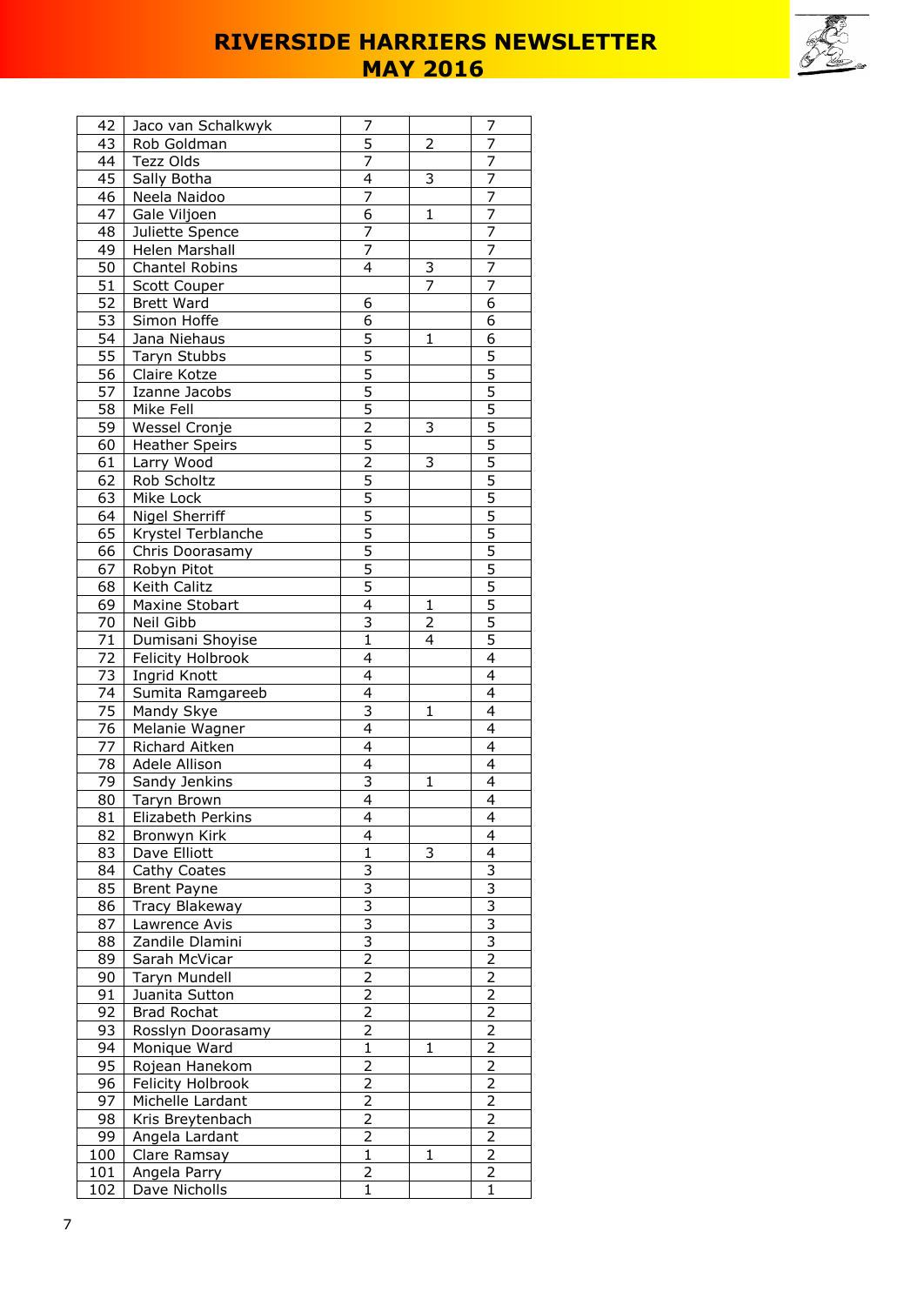| 42 | Jaco van Schalkwyk | 7 | | 7 |
|---|---|---|---|---|
| 43 | Rob Goldman | 5 | 2 | 7 |
| 44 | Tezz Olds | 7 | | 7 |
| 45 | Sally Botha | 4 | 3 | 7 |
| 46 | Neela Naidoo | 7 | | 7 |
| 47 | Gale Viljoen | 6 | 1 | 7 |
| 48 | Juliette Spence | 7 | | 7 |
| 49 | Helen Marshall | 7 | | 7 |
| 50 | Chantel Robins | 4 | 3 | 7 |
| 51 | Scott Couper | | 7 | 7 |
| 52 | Brett Ward | 6 | | 6 |
| 53 | Simon Hoffe | 6 | | 6 |
| 54 | Jana Niehaus | 5 | 1 | 6 |
| 55 | Taryn Stubbs | 5 | | 5 |
| 56 | Claire Kotze | 5 | | 5 |
| 57 | Izanne Jacobs | 5 | | 5 |
| 58 | Mike Fell | 5 | | 5 |
| 59 | Wessel Cronje | 2 | 3 | 5 |
| 60 | Heather Speirs | 5 | | 5 |
| 61 | Larry Wood | 2 | 3 | 5 |
| 62 | Rob Scholtz | 5 | | 5 |
| 63 | Mike Lock | 5 | | 5 |
| 64 | Nigel Sherriff | 5 | | 5 |
| 65 | Krystel Terblanche | 5 | | 5 |
| 66 | Chris Doorasamy | 5 | | 5 |
| 67 | Robyn Pitot | 5 | | 5 |
| 68 | Keith Calitz | 5 | | 5 |
| 69 | Maxine Stobart | 4 | 1 | 5 |
| 70 | Neil Gibb | 3 | 2 | 5 |
| 71 | Dumisani Shoyise | 1 | 4 | 5 |
| 72 | Felicity Holbrook | 4 | | 4 |
| 73 | Ingrid Knott | 4 | | 4 |
| 74 | Sumita Ramgareeb | 4 | | 4 |
| 75 | Mandy Skye | 3 | 1 | 4 |
| 76 | Melanie Wagner | 4 | | 4 |
| 77 | Richard Aitken | 4 | | 4 |
| 78 | Adele Allison | 4 | | 4 |
| 79 | Sandy Jenkins | 3 | 1 | 4 |
| 80 | Taryn Brown | 4 | | 4 |
| 81 | Elizabeth Perkins | 4 | | 4 |
| 82 | Bronwyn Kirk | 4 | | 4 |
| 83 | Dave Elliott | 1 | 3 | 4 |
| 84 | Cathy Coates | 3 | | 3 |
| 85 | Brent Payne | 3 | | 3 |
| 86 | Tracy Blakeway | 3 | | 3 |
| 87 | Lawrence Avis | 3 | | 3 |
| 88 | Zandile Dlamini | 3 | | 3 |
| 89 | Sarah McVicar | 2 | | 2 |
| 90 | Taryn Mundell | 2 | | 2 |
| 91 | Juanita Sutton | 2 | | 2 |
| 92 | Brad Rochat | 2 | | 2 |
| 93 | Rosslyn Doorasamy | 2 | | 2 |
| 94 | Monique Ward | 1 | 1 | 2 |
| 95 | Rojean Hanekom | 2 | | 2 |
| 96 | Felicity Holbrook | 2 | | 2 |
| 97 | Michelle Lardant | 2 | | 2 |
| 98 | Kris Breytenbach | 2 | | 2 |
| 99 | Angela Lardant | 2 | | 2 |
| 100 | Clare Ramsay | 1 | 1 | 2 |
| 101 | Angela Parry | 2 | | 2 |
| 102 | Dave Nicholls | 1 | | 1 |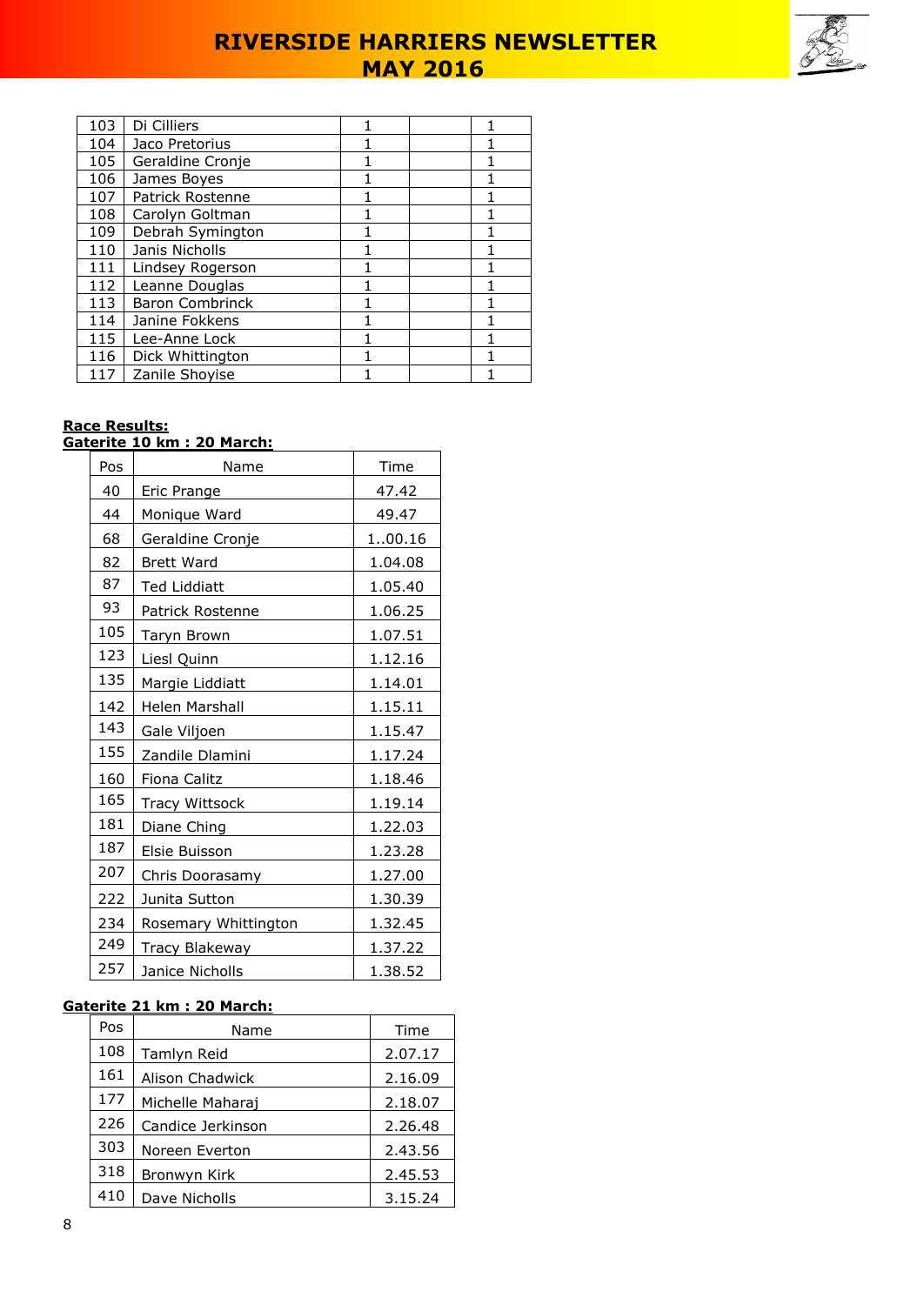| | | | | |
|---|---|---|---|---|
| 103 | Di Cilliers | 1 | | 1 |
| 104 | Jaco Pretorius | 1 | | 1 |
| 105 | Geraldine Cronje | 1 | | 1 |
| 106 | James Boyes | 1 | | 1 |
| 107 | Patrick Rostenne | 1 | | 1 |
| 108 | Carolyn Goltman | 1 | | 1 |
| 109 | Debrah Symington | 1 | | 1 |
| 110 | Janis Nicholls | 1 | | 1 |
| 111 | Lindsey Rogerson | 1 | | 1 |
| 112 | Leanne Douglas | 1 | | 1 |
| 113 | Baron Combrinck | 1 | | 1 |
| 114 | Janine Fokkens | 1 | | 1 |
| 115 | Lee-Anne Lock | 1 | | 1 |
| 116 | Dick Whittington | 1 | | 1 |
| 117 | Zanile Shoyise | 1 | | 1 |

**Race Results:**

**Gaterite 10 km : 20 March:**

| Pos | Name | Time |
|---|---|---|
| 40 | Eric Prange | 47.42 |
| 44 | Monique Ward | 49.47 |
| 68 | Geraldine Cronje | 1..00.16 |
| 82 | Brett Ward | 1.04.08 |
| 87 | Ted Liddiatt | 1.05.40 |
| 93 | Patrick Rostenne | 1.06.25 |
| 105 | Taryn Brown | 1.07.51 |
| 123 | Liesl Quinn | 1.12.16 |
| 135 | Margie Liddiatt | 1.14.01 |
| 142 | Helen Marshall | 1.15.11 |
| 143 | Gale Viljoen | 1.15.47 |
| 155 | Zandile Dlamini | 1.17.24 |
| 160 | Fiona Calitz | 1.18.46 |
| 165 | Tracy Wittsock | 1.19.14 |
| 181 | Diane Ching | 1.22.03 |
| 187 | Elsie Buisson | 1.23.28 |
| 207 | Chris Doorasamy | 1.27.00 |
| 222 | Junita Sutton | 1.30.39 |
| 234 | Rosemary Whittington | 1.32.45 |
| 249 | Tracy Blakeway | 1.37.22 |
| 257 | Janice Nicholls | 1.38.52 |

**Gaterite 21 km : 20 March:**

| Pos | Name | Time |
|---|---|---|
| 108 | Tamlyn Reid | 2.07.17 |
| 161 | Alison Chadwick | 2.16.09 |
| 177 | Michelle Maharaj | 2.18.07 |
| 226 | Candice Jerkinson | 2.26.48 |
| 303 | Noreen Everton | 2.43.56 |
| 318 | Bronwyn Kirk | 2.45.53 |
| 410 | Dave Nicholls | 3.15.24 |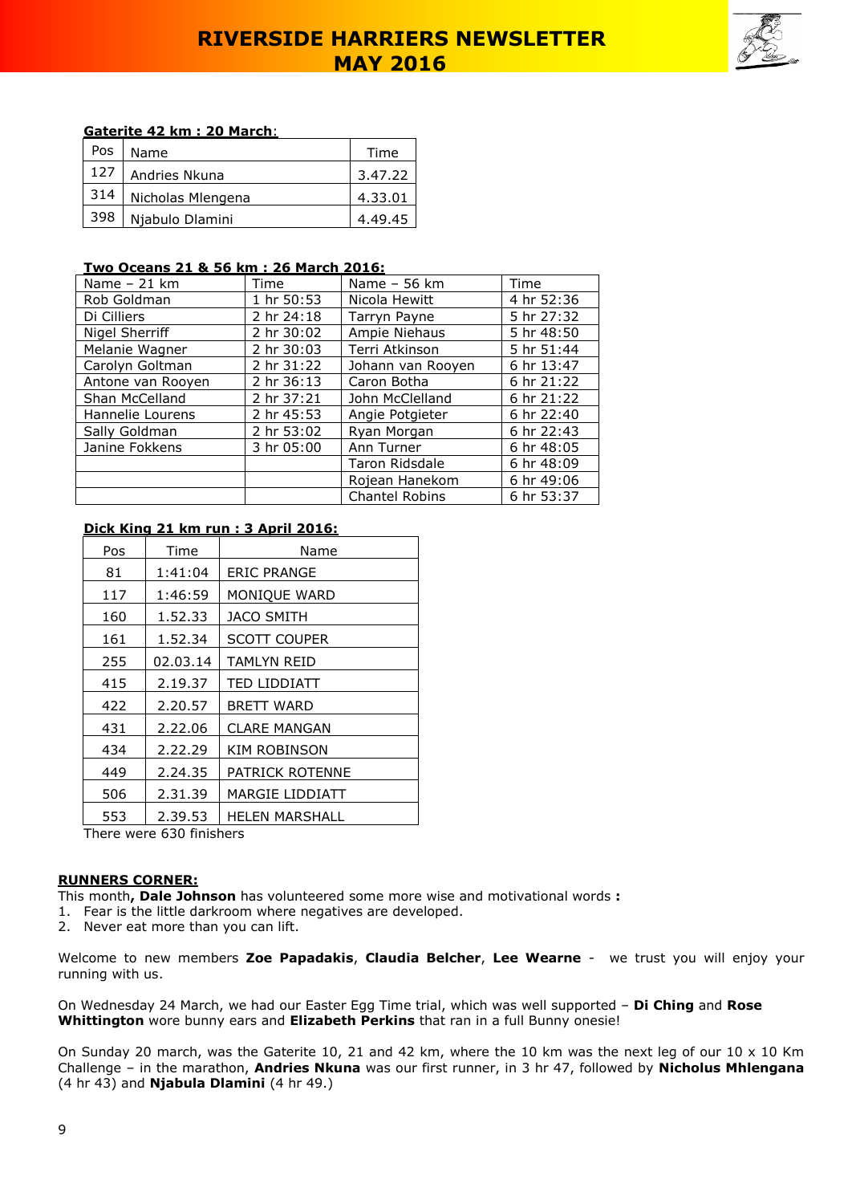**Gaterite 42 km : 20 March**:

| Pos | Name | Time |
|---|---|---|
| 127 | Andries Nkuna | 3.47.22 |
| 314 | Nicholas Mlengena | 4.33.01 |
| 398 | Njabulo Dlamini | 4.49.45 |

**Two Oceans 21 & 56 km : 26 March 2016:**

| Name – 21 km | Time | Name – 56 km | Time |
|---|---|---|---|
| Rob Goldman | 1 hr 50:53 | Nicola Hewitt | 4 hr 52:36 |
| Di Cilliers | 2 hr 24:18 | Tarryn Payne | 5 hr 27:32 |
| Nigel Sherriff | 2 hr 30:02 | Ampie Niehaus | 5 hr 48:50 |
| Melanie Wagner | 2 hr 30:03 | Terri Atkinson | 5 hr 51:44 |
| Carolyn Goltman | 2 hr 31:22 | Johann van Rooyen | 6 hr 13:47 |
| Antone van Rooyen | 2 hr 36:13 | Caron Botha | 6 hr 21:22 |
| Shan McCelland | 2 hr 37:21 | John McClelland | 6 hr 21:22 |
| Hannelie Lourens | 2 hr 45:53 | Angie Potgieter | 6 hr 22:40 |
| Sally Goldman | 2 hr 53:02 | Ryan Morgan | 6 hr 22:43 |
| Janine Fokkens | 3 hr 05:00 | Ann Turner | 6 hr 48:05 |
| | | Taron Ridsdale | 6 hr 48:09 |
| | | Rojean Hanekom | 6 hr 49:06 |
| | | Chantel Robins | 6 hr 53:37 |

**Dick King 21 km run : 3 April 2016:**

| Pos | Time | Name |
|---|---|---|
| 81 | 1:41:04 | ERIC PRANGE |
| 117 | 1:46:59 | MONIQUE WARD |
| 160 | 1.52.33 | JACO SMITH |
| 161 | 1.52.34 | SCOTT COUPER |
| 255 | 02.03.14 | TAMLYN REID |
| 415 | 2.19.37 | TED LIDDIATT |
| 422 | 2.20.57 | BRETT WARD |
| 431 | 2.22.06 | CLARE MANGAN |
| 434 | 2.22.29 | KIM ROBINSON |
| 449 | 2.24.35 | PATRICK ROTENNE |
| 506 | 2.31.39 | MARGIE LIDDIATT |
| 553 | 2.39.53 | HELEN MARSHALL |

There were 630 finishers

**RUNNERS CORNER:**

This month**, Dale Johnson** has volunteered some more wise and motivational words **:**

1. Fear is the little darkroom where negatives are developed.
2. Never eat more than you can lift.

Welcome to new members **Zoe Papadakis**, **Claudia Belcher**, **Lee Wearne** - we trust you will enjoy your running with us.

On Wednesday 24 March, we had our Easter Egg Time trial, which was well supported – **Di Ching** and **Rose Whittington** wore bunny ears and **Elizabeth Perkins** that ran in a full Bunny onesie!

On Sunday 20 march, was the Gaterite 10, 21 and 42 km, where the 10 km was the next leg of our 10 x 10 Km Challenge – in the marathon, **Andries Nkuna** was our first runner, in 3 hr 47, followed by **Nicholus Mhlengana** (4 hr 43) and **Njabula Dlamini** (4 hr 49.)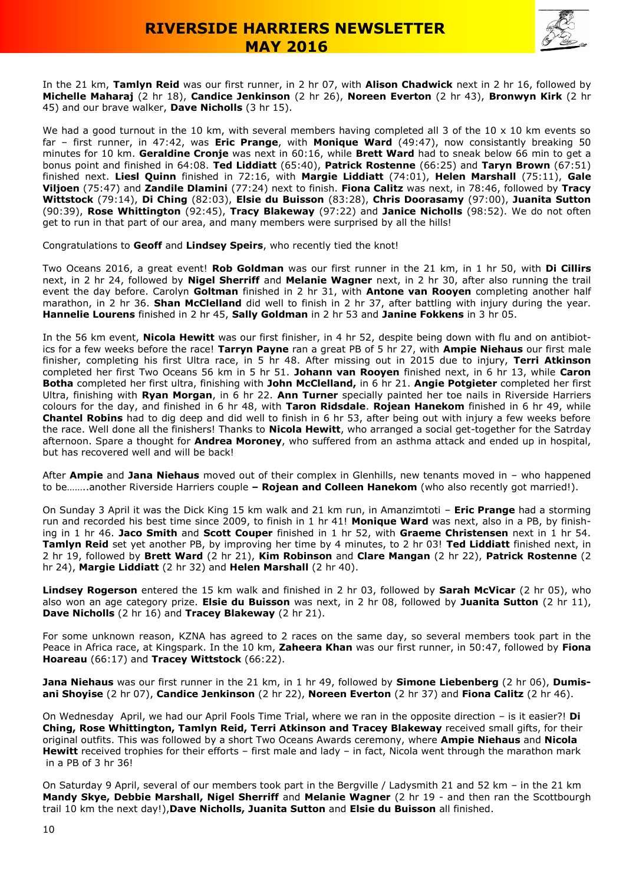In the 21 km, **Tamlyn Reid** was our first runner, in 2 hr 07, with **Alison Chadwick** next in 2 hr 16, followed by **Michelle Maharaj** (2 hr 18), **Candice Jenkinson** (2 hr 26), **Noreen Everton** (2 hr 43), **Bronwyn Kirk** (2 hr 45) and our brave walker, **Dave Nicholls** (3 hr 15).

We had a good turnout in the 10 km, with several members having completed all 3 of the 10 x 10 km events so far – first runner, in 47:42, was **Eric Prange**, with **Monique Ward** (49:47), now consistantly breaking 50 minutes for 10 km. **Geraldine Cronje** was next in 60:16, while **Brett Ward** had to sneak below 66 min to get a bonus point and finished in 64:08. **Ted Liddiatt** (65:40), **Patrick Rostenne** (66:25) and **Taryn Brown** (67:51) finished next. **Liesl Quinn** finished in 72:16, with **Margie Liddiatt** (74:01), **Helen Marshall** (75:11), **Gale Viljoen** (75:47) and **Zandile Dlamini** (77:24) next to finish. **Fiona Calitz** was next, in 78:46, followed by **Tracy Wittstock** (79:14), **Di Ching** (82:03), **Elsie du Buisson** (83:28), **Chris Doorasamy** (97:00), **Juanita Sutton** (90:39), **Rose Whittington** (92:45), **Tracy Blakeway** (97:22) and **Janice Nicholls** (98:52). We do not often get to run in that part of our area, and many members were surprised by all the hills!

Congratulations to **Geoff** and **Lindsey Speirs**, who recently tied the knot!

Two Oceans 2016, a great event! **Rob Goldman** was our first runner in the 21 km, in 1 hr 50, with **Di Cillirs** next, in 2 hr 24, followed by **Nigel Sherriff** and **Melanie Wagner** next, in 2 hr 30, after also running the trail event the day before. Carolyn **Goltman** finished in 2 hr 31, with **Antone van Rooyen** completing another half marathon, in 2 hr 36. **Shan McClelland** did well to finish in 2 hr 37, after battling with injury during the year. **Hannelie Lourens** finished in 2 hr 45, **Sally Goldman** in 2 hr 53 and **Janine Fokkens** in 3 hr 05.

In the 56 km event, **Nicola Hewitt** was our first finisher, in 4 hr 52, despite being down with flu and on antibiotics for a few weeks before the race! **Tarryn Payne** ran a great PB of 5 hr 27, with **Ampie Niehaus** our first male finisher, completing his first Ultra race, in 5 hr 48. After missing out in 2015 due to injury, **Terri Atkinson** completed her first Two Oceans 56 km in 5 hr 51. **Johann van Rooyen** finished next, in 6 hr 13, while **Caron Botha** completed her first ultra, finishing with **John McClelland,** in 6 hr 21. **Angie Potgieter** completed her first Ultra, finishing with **Ryan Morgan**, in 6 hr 22. **Ann Turner** specially painted her toe nails in Riverside Harriers colours for the day, and finished in 6 hr 48, with **Taron Ridsdale**. **Rojean Hanekom** finished in 6 hr 49, while **Chantel Robins** had to dig deep and did well to finish in 6 hr 53, after being out with injury a few weeks before the race. Well done all the finishers! Thanks to **Nicola Hewitt**, who arranged a social get-together for the Satrday afternoon. Spare a thought for **Andrea Moroney**, who suffered from an asthma attack and ended up in hospital, but has recovered well and will be back!

After **Ampie** and **Jana Niehaus** moved out of their complex in Glenhills, new tenants moved in – who happened to be……..another Riverside Harriers couple **– Rojean and Colleen Hanekom** (who also recently got married!).

On Sunday 3 April it was the Dick King 15 km walk and 21 km run, in Amanzimtoti – **Eric Prange** had a storming run and recorded his best time since 2009, to finish in 1 hr 41! **Monique Ward** was next, also in a PB, by finishing in 1 hr 46. **Jaco Smith** and **Scott Couper** finished in 1 hr 52, with **Graeme Christensen** next in 1 hr 54. **Tamlyn Reid** set yet another PB, by improving her time by 4 minutes, to 2 hr 03! **Ted Liddiatt** finished next, in 2 hr 19, followed by **Brett Ward** (2 hr 21), **Kim Robinson** and **Clare Mangan** (2 hr 22), **Patrick Rostenne** (2 hr 24), **Margie Liddiatt** (2 hr 32) and **Helen Marshall** (2 hr 40).

**Lindsey Rogerson** entered the 15 km walk and finished in 2 hr 03, followed by **Sarah McVicar** (2 hr 05), who also won an age category prize. **Elsie du Buisson** was next, in 2 hr 08, followed by **Juanita Sutton** (2 hr 11), **Dave Nicholls** (2 hr 16) and **Tracey Blakeway** (2 hr 21).

For some unknown reason, KZNA has agreed to 2 races on the same day, so several members took part in the Peace in Africa race, at Kingspark. In the 10 km, **Zaheera Khan** was our first runner, in 50:47, followed by **Fiona Hoareau** (66:17) and **Tracey Wittstock** (66:22).

**Jana Niehaus** was our first runner in the 21 km, in 1 hr 49, followed by **Simone Liebenberg** (2 hr 06), **Dumisani Shoyise** (2 hr 07), **Candice Jenkinson** (2 hr 22), **Noreen Everton** (2 hr 37) and **Fiona Calitz** (2 hr 46).

On Wednesday April, we had our April Fools Time Trial, where we ran in the opposite direction – is it easier?! **Di Ching, Rose Whittington, Tamlyn Reid, Terri Atkinson and Tracey Blakeway** received small gifts, for their original outfits. This was followed by a short Two Oceans Awards ceremony, where **Ampie Niehaus** and **Nicola Hewitt** received trophies for their efforts – first male and lady – in fact, Nicola went through the marathon mark in a PB of 3 hr 36!

On Saturday 9 April, several of our members took part in the Bergville / Ladysmith 21 and 52 km – in the 21 km **Mandy Skye, Debbie Marshall, Nigel Sherriff** and **Melanie Wagner** (2 hr 19 - and then ran the Scottbourgh trail 10 km the next day!),**Dave Nicholls, Juanita Sutton** and **Elsie du Buisson** all finished.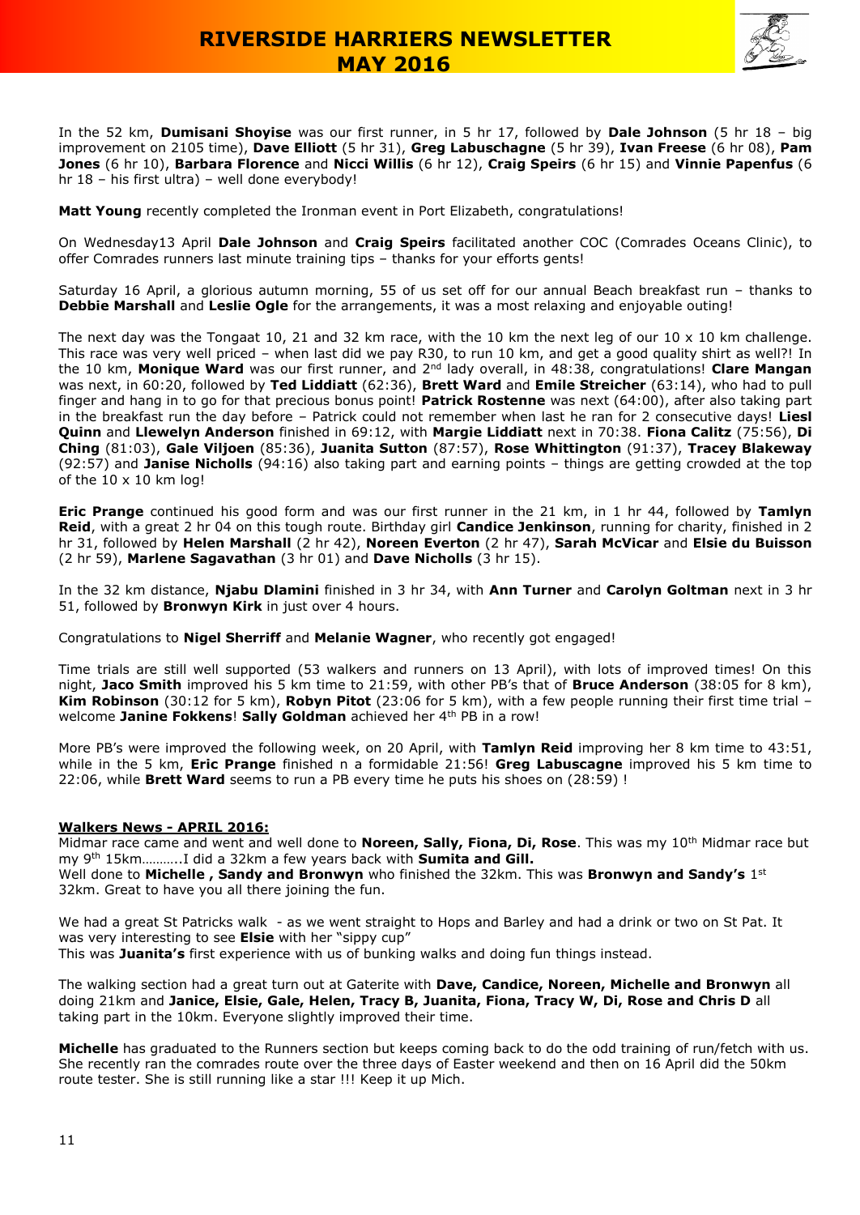In the 52 km, **Dumisani Shoyise** was our first runner, in 5 hr 17, followed by **Dale Johnson** (5 hr 18 – big improvement on 2105 time), **Dave Elliott** (5 hr 31), **Greg Labuschagne** (5 hr 39), **Ivan Freese** (6 hr 08), **Pam Jones** (6 hr 10), **Barbara Florence** and **Nicci Willis** (6 hr 12), **Craig Speirs** (6 hr 15) and **Vinnie Papenfus** (6 hr 18 – his first ultra) – well done everybody!

**Matt Young** recently completed the Ironman event in Port Elizabeth, congratulations!

On Wednesday13 April **Dale Johnson** and **Craig Speirs** facilitated another COC (Comrades Oceans Clinic), to offer Comrades runners last minute training tips – thanks for your efforts gents!

Saturday 16 April, a glorious autumn morning, 55 of us set off for our annual Beach breakfast run – thanks to **Debbie Marshall** and **Leslie Ogle** for the arrangements, it was a most relaxing and enjoyable outing!

The next day was the Tongaat 10, 21 and 32 km race, with the 10 km the next leg of our 10 x 10 km challenge. This race was very well priced – when last did we pay R30, to run 10 km, and get a good quality shirt as well?! In the 10 km, **Monique Ward** was our first runner, and 2nd lady overall, in 48:38, congratulations! **Clare Mangan** was next, in 60:20, followed by **Ted Liddiatt** (62:36), **Brett Ward** and **Emile Streicher** (63:14), who had to pull finger and hang in to go for that precious bonus point! **Patrick Rostenne** was next (64:00), after also taking part in the breakfast run the day before – Patrick could not remember when last he ran for 2 consecutive days! **Liesl Quinn** and **Llewelyn Anderson** finished in 69:12, with **Margie Liddiatt** next in 70:38. **Fiona Calitz** (75:56), **Di Ching** (81:03), **Gale Viljoen** (85:36), **Juanita Sutton** (87:57), **Rose Whittington** (91:37), **Tracey Blakeway** (92:57) and **Janise Nicholls** (94:16) also taking part and earning points – things are getting crowded at the top of the 10 x 10 km log!

**Eric Prange** continued his good form and was our first runner in the 21 km, in 1 hr 44, followed by **Tamlyn Reid**, with a great 2 hr 04 on this tough route. Birthday girl **Candice Jenkinson**, running for charity, finished in 2 hr 31, followed by **Helen Marshall** (2 hr 42), **Noreen Everton** (2 hr 47), **Sarah McVicar** and **Elsie du Buisson** (2 hr 59), **Marlene Sagavathan** (3 hr 01) and **Dave Nicholls** (3 hr 15).

In the 32 km distance, **Njabu Dlamini** finished in 3 hr 34, with **Ann Turner** and **Carolyn Goltman** next in 3 hr 51, followed by **Bronwyn Kirk** in just over 4 hours.

Congratulations to **Nigel Sherriff** and **Melanie Wagner**, who recently got engaged!

Time trials are still well supported (53 walkers and runners on 13 April), with lots of improved times! On this night, **Jaco Smith** improved his 5 km time to 21:59, with other PB's that of **Bruce Anderson** (38:05 for 8 km), **Kim Robinson** (30:12 for 5 km), **Robyn Pitot** (23:06 for 5 km), with a few people running their first time trial – welcome **Janine Fokkens**! **Sally Goldman** achieved her 4th PB in a row!

More PB's were improved the following week, on 20 April, with **Tamlyn Reid** improving her 8 km time to 43:51, while in the 5 km, **Eric Prange** finished n a formidable 21:56! **Greg Labuscagne** improved his 5 km time to 22:06, while **Brett Ward** seems to run a PB every time he puts his shoes on (28:59) !

## Walkers News - APRIL 2016:

Midmar race came and went and well done to **Noreen, Sally, Fiona, Di, Rose**. This was my 10th Midmar race but my 9th 15km……….I did a 32km a few years back with **Sumita and Gill.**
Well done to **Michelle , Sandy and Bronwyn** who finished the 32km. This was **Bronwyn and Sandy's** 1st 32km. Great to have you all there joining the fun.

We had a great St Patricks walk - as we went straight to Hops and Barley and had a drink or two on St Pat. It was very interesting to see **Elsie** with her "sippy cup"
This was **Juanita's** first experience with us of bunking walks and doing fun things instead.

The walking section had a great turn out at Gaterite with **Dave, Candice, Noreen, Michelle and Bronwyn** all doing 21km and **Janice, Elsie, Gale, Helen, Tracy B, Juanita, Fiona, Tracy W, Di, Rose and Chris D** all taking part in the 10km. Everyone slightly improved their time.

**Michelle** has graduated to the Runners section but keeps coming back to do the odd training of run/fetch with us. She recently ran the comrades route over the three days of Easter weekend and then on 16 April did the 50km route tester. She is still running like a star !!! Keep it up Mich.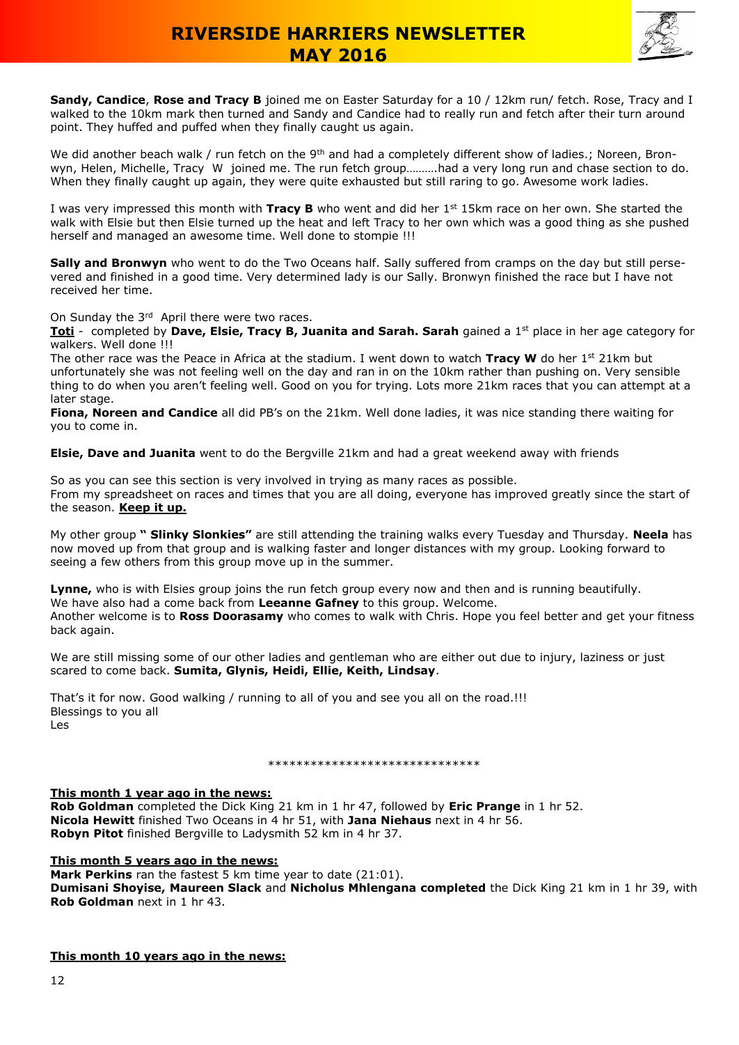**Sandy, Candice**, **Rose and Tracy B** joined me on Easter Saturday for a 10 / 12km run/ fetch. Rose, Tracy and I walked to the 10km mark then turned and Sandy and Candice had to really run and fetch after their turn around point. They huffed and puffed when they finally caught us again.

We did another beach walk / run fetch on the 9th and had a completely different show of ladies.; Noreen, Bronwyn, Helen, Michelle, Tracy W joined me. The run fetch group……….had a very long run and chase section to do. When they finally caught up again, they were quite exhausted but still raring to go. Awesome work ladies.

I was very impressed this month with **Tracy B** who went and did her 1st 15km race on her own. She started the walk with Elsie but then Elsie turned up the heat and left Tracy to her own which was a good thing as she pushed herself and managed an awesome time. Well done to stompie !!!

**Sally and Bronwyn** who went to do the Two Oceans half. Sally suffered from cramps on the day but still persevered and finished in a good time. Very determined lady is our Sally. Bronwyn finished the race but I have not received her time.

On Sunday the 3rd April there were two races.
**Toti** - completed by **Dave, Elsie, Tracy B, Juanita and Sarah. Sarah** gained a 1st place in her age category for walkers. Well done !!!
The other race was the Peace in Africa at the stadium. I went down to watch **Tracy W** do her 1st 21km but unfortunately she was not feeling well on the day and ran in on the 10km rather than pushing on. Very sensible thing to do when you aren't feeling well. Good on you for trying. Lots more 21km races that you can attempt at a later stage.
**Fiona, Noreen and Candice** all did PB's on the 21km. Well done ladies, it was nice standing there waiting for you to come in.

**Elsie, Dave and Juanita** went to do the Bergville 21km and had a great weekend away with friends

So as you can see this section is very involved in trying as many races as possible.
From my spreadsheet on races and times that you are all doing, everyone has improved greatly since the start of the season. **Keep it up.**

My other group **" Slinky Slonkies"** are still attending the training walks every Tuesday and Thursday. **Neela** has now moved up from that group and is walking faster and longer distances with my group. Looking forward to seeing a few others from this group move up in the summer.

**Lynne,** who is with Elsies group joins the run fetch group every now and then and is running beautifully.
We have also had a come back from **Leeanne Gafney** to this group. Welcome.
Another welcome is to **Ross Doorasamy** who comes to walk with Chris. Hope you feel better and get your fitness back again.

We are still missing some of our other ladies and gentleman who are either out due to injury, laziness or just scared to come back. **Sumita, Glynis, Heidi, Ellie, Keith, Lindsay**.

That's it for now. Good walking / running to all of you and see you all on the road.!!!
Blessings to you all
Les

******************************

**This month 1 year ago in the news:**
**Rob Goldman** completed the Dick King 21 km in 1 hr 47, followed by **Eric Prange** in 1 hr 52.
**Nicola Hewitt** finished Two Oceans in 4 hr 51, with **Jana Niehaus** next in 4 hr 56.
**Robyn Pitot** finished Bergville to Ladysmith 52 km in 4 hr 37.

**This month 5 years ago in the news:**
**Mark Perkins** ran the fastest 5 km time year to date (21:01).
**Dumisani Shoyise, Maureen Slack** and **Nicholus Mhlengana completed** the Dick King 21 km in 1 hr 39, with **Rob Goldman** next in 1 hr 43.

**This month 10 years ago in the news:**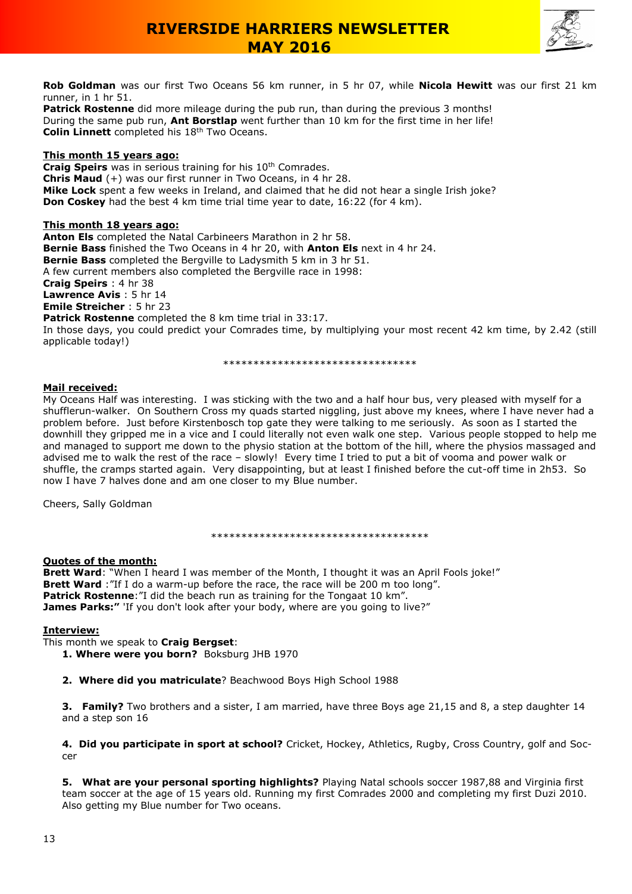**Rob Goldman** was our first Two Oceans 56 km runner, in 5 hr 07, while **Nicola Hewitt** was our first 21 km runner, in 1 hr 51.
**Patrick Rostenne** did more mileage during the pub run, than during the previous 3 months!
During the same pub run, **Ant Borstlap** went further than 10 km for the first time in her life!
**Colin Linnett** completed his 18th Two Oceans.

**This month 15 years ago:**
**Craig Speirs** was in serious training for his 10th Comrades.
**Chris Maud** (+) was our first runner in Two Oceans, in 4 hr 28.
**Mike Lock** spent a few weeks in Ireland, and claimed that he did not hear a single Irish joke?
**Don Coskey** had the best 4 km time trial time year to date, 16:22 (for 4 km).

**This month 18 years ago:**
**Anton Els** completed the Natal Carbineers Marathon in 2 hr 58.
**Bernie Bass** finished the Two Oceans in 4 hr 20, with **Anton Els** next in 4 hr 24.
**Bernie Bass** completed the Bergville to Ladysmith 5 km in 3 hr 51.
A few current members also completed the Bergville race in 1998:
**Craig Speirs** : 4 hr 38
**Lawrence Avis** : 5 hr 14
**Emile Streicher** : 5 hr 23
**Patrick Rostenne** completed the 8 km time trial in 33:17.
In those days, you could predict your Comrades time, by multiplying your most recent 42 km time, by 2.42 (still applicable today!)

********************************

**Mail received:**
My Oceans Half was interesting. I was sticking with the two and a half hour bus, very pleased with myself for a shufflerun-walker. On Southern Cross my quads started niggling, just above my knees, where I have never had a problem before. Just before Kirstenbosch top gate they were talking to me seriously. As soon as I started the downhill they gripped me in a vice and I could literally not even walk one step. Various people stopped to help me and managed to support me down to the physio station at the bottom of the hill, where the physios massaged and advised me to walk the rest of the race – slowly! Every time I tried to put a bit of vooma and power walk or shuffle, the cramps started again. Very disappointing, but at least I finished before the cut-off time in 2h53. So now I have 7 halves done and am one closer to my Blue number.

Cheers, Sally Goldman

************************************

**Quotes of the month:**
**Brett Ward**: "When I heard I was member of the Month, I thought it was an April Fools joke!"
**Brett Ward** :"If I do a warm-up before the race, the race will be 200 m too long".
**Patrick Rostenne**:"I did the beach run as training for the Tongaat 10 km".
**James Parks:"** 'If you don't look after your body, where are you going to live?"

**Interview:**
This month we speak to **Craig Bergset**:

1. **Where were you born?** Boksburg JHB 1970
2. **Where did you matriculate**? Beachwood Boys High School 1988
3. **Family?** Two brothers and a sister, I am married, have three Boys age 21,15 and 8, a step daughter 14 and a step son 16
4. **Did you participate in sport at school?** Cricket, Hockey, Athletics, Rugby, Cross Country, golf and Soccer
5. **What are your personal sporting highlights?** Playing Natal schools soccer 1987,88 and Virginia first team soccer at the age of 15 years old. Running my first Comrades 2000 and completing my first Duzi 2010. Also getting my Blue number for Two oceans.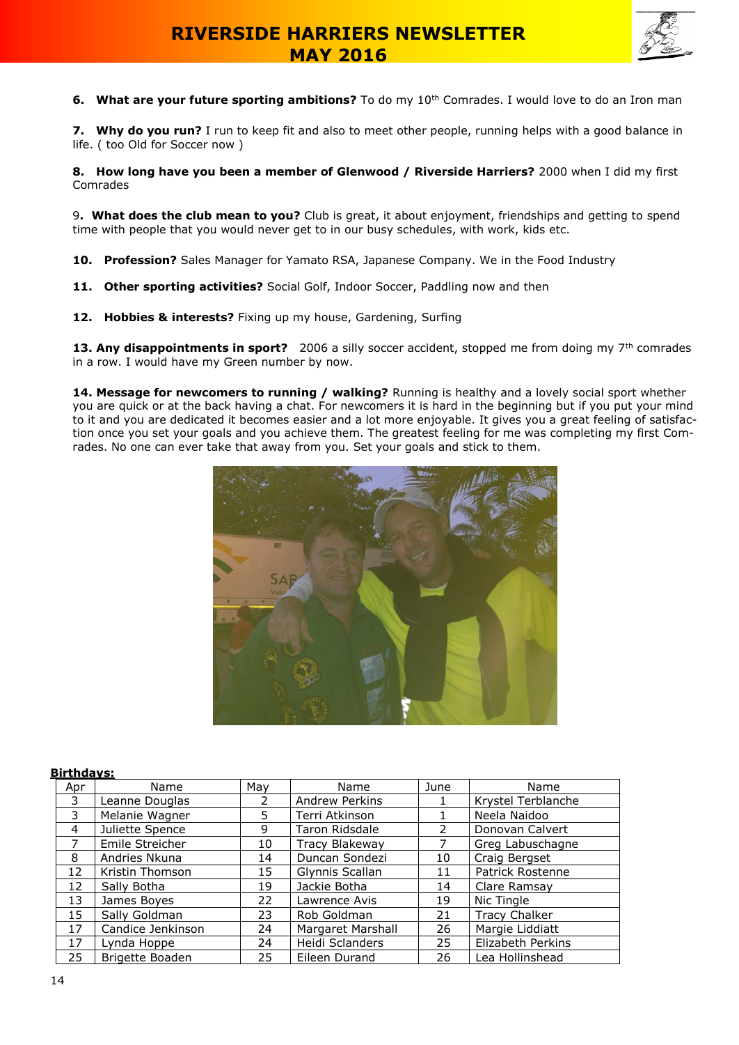**6. What are your future sporting ambitions?** To do my 10th Comrades. I would love to do an Iron man

**7. Why do you run?** I run to keep fit and also to meet other people, running helps with a good balance in life. ( too Old for Soccer now )

**8. How long have you been a member of Glenwood / Riverside Harriers?** 2000 when I did my first Comrades

9**. What does the club mean to you?** Club is great, it about enjoyment, friendships and getting to spend time with people that you would never get to in our busy schedules, with work, kids etc.

**10. Profession?** Sales Manager for Yamato RSA, Japanese Company. We in the Food Industry

**11. Other sporting activities?** Social Golf, Indoor Soccer, Paddling now and then

**12. Hobbies & interests?** Fixing up my house, Gardening, Surfing

**13. Any disappointments in sport?** 2006 a silly soccer accident, stopped me from doing my 7th comrades in a row. I would have my Green number by now.

**14. Message for newcomers to running / walking?** Running is healthy and a lovely social sport whether you are quick or at the back having a chat. For newcomers it is hard in the beginning but if you put your mind to it and you are dedicated it becomes easier and a lot more enjoyable. It gives you a great feeling of satisfaction once you set your goals and you achieve them. The greatest feeling for me was completing my first Comrades. No one can ever take that away from you. Set your goals and stick to them.

**Birthdays:**

| Apr | Name | May | Name | June | Name |
|---|---|---|---|---|---|
| 3 | Leanne Douglas | 2 | Andrew Perkins | 1 | Krystel Terblanche |
| 3 | Melanie Wagner | 5 | Terri Atkinson | 1 | Neela Naidoo |
| 4 | Juliette Spence | 9 | Taron Ridsdale | 2 | Donovan Calvert |
| 7 | Emile Streicher | 10 | Tracy Blakeway | 7 | Greg Labuschagne |
| 8 | Andries Nkuna | 14 | Duncan Sondezi | 10 | Craig Bergset |
| 12 | Kristin Thomson | 15 | Glynnis Scallan | 11 | Patrick Rostenne |
| 12 | Sally Botha | 19 | Jackie Botha | 14 | Clare Ramsay |
| 13 | James Boyes | 22 | Lawrence Avis | 19 | Nic Tingle |
| 15 | Sally Goldman | 23 | Rob Goldman | 21 | Tracy Chalker |
| 17 | Candice Jenkinson | 24 | Margaret Marshall | 26 | Margie Liddiatt |
| 17 | Lynda Hoppe | 24 | Heidi Sclanders | 25 | Elizabeth Perkins |
| 25 | Brigette Boaden | 25 | Eileen Durand | 26 | Lea Hollinshead |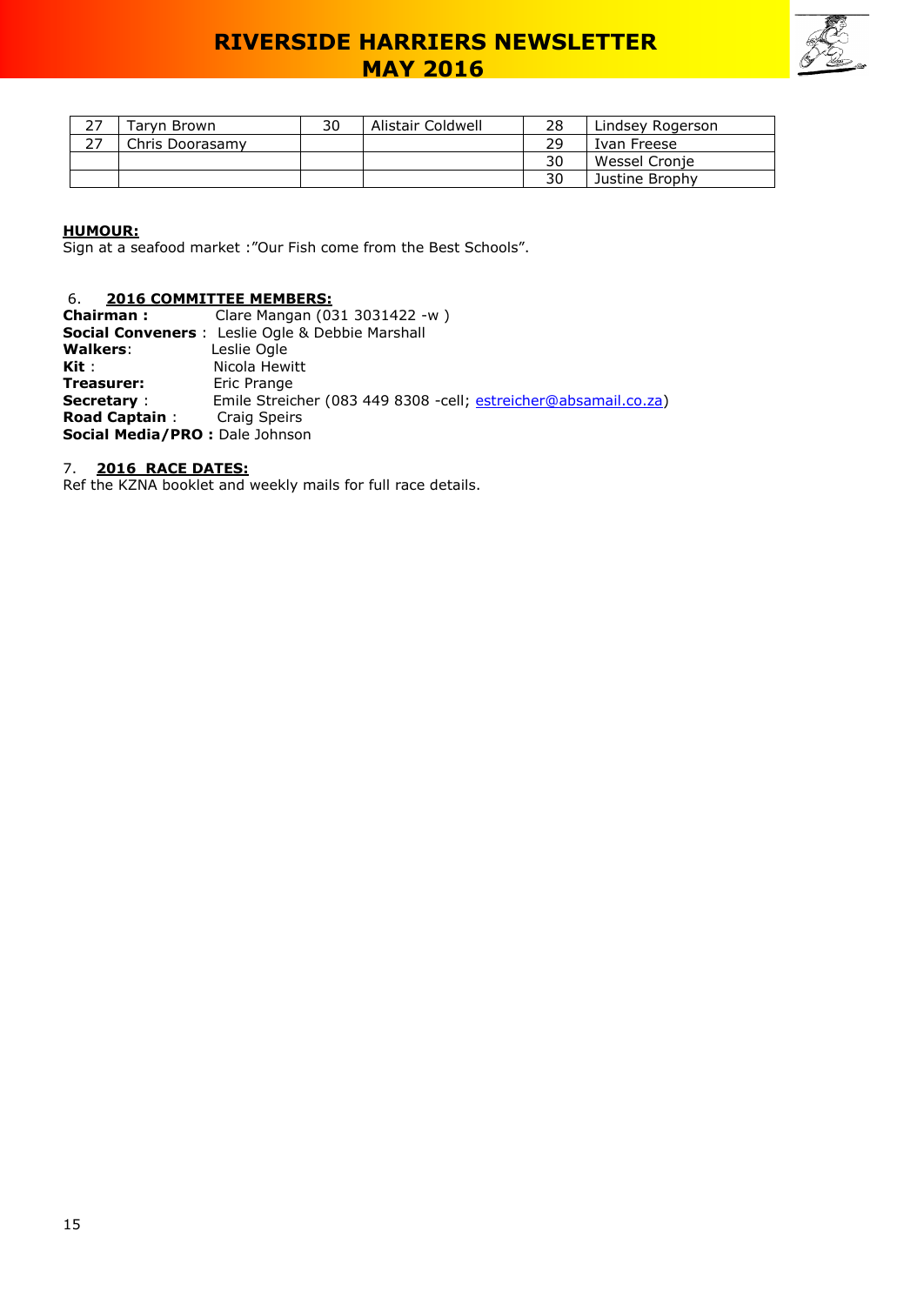| 27 | Taryn Brown | 30 | Alistair Coldwell | 28 | Lindsey Rogerson |
|---|---|---|---|---|---|
| 27 | Chris Doorasamy | | | 29 | Ivan Freese |
| | | | | 30 | Wessel Cronje |
| | | | | 30 | Justine Brophy |

**HUMOUR:**

Sign at a seafood market :"Our Fish come from the Best Schools".

## 6. 2016 COMMITTEE MEMBERS:

**Chairman :** Clare Mangan (031 3031422 -w )
**Social Conveners** : Leslie Ogle & Debbie Marshall
**Walkers**: Leslie Ogle
**Kit** : Nicola Hewitt
**Treasurer:** Eric Prange
**Secretary** : Emile Streicher (083 449 8308 -cell; estreicher@absamail.co.za)
**Road Captain** : Craig Speirs
**Social Media/PRO :** Dale Johnson

## 7. 2016 RACE DATES:

Ref the KZNA booklet and weekly mails for full race details.